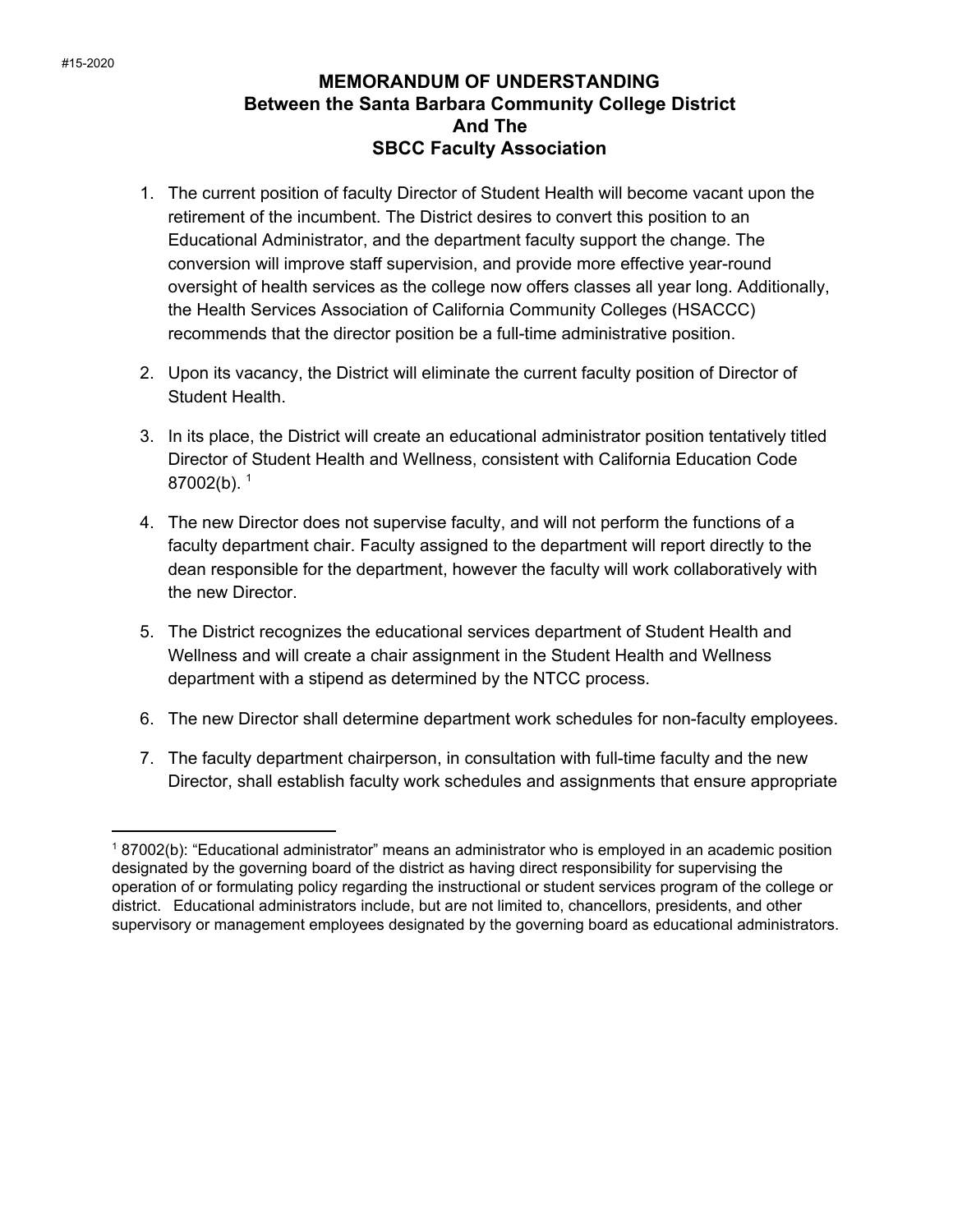#15-2020

**MEMORANDUM OF UNDERSTANDING**
**Between the Santa Barbara Community College District**
**And The**
**SBCC Faculty Association**

1. The current position of faculty Director of Student Health will become vacant upon the retirement of the incumbent. The District desires to convert this position to an Educational Administrator, and the department faculty support the change. The conversion will improve staff supervision, and provide more effective year-round oversight of health services as the college now offers classes all year long. Additionally, the Health Services Association of California Community Colleges (HSACCC) recommends that the director position be a full-time administrative position.

2. Upon its vacancy, the District will eliminate the current faculty position of Director of Student Health.

3. In its place, the District will create an educational administrator position tentatively titled Director of Student Health and Wellness, consistent with California Education Code 87002(b). [1]

4. The new Director does not supervise faculty, and will not perform the functions of a faculty department chair. Faculty assigned to the department will report directly to the dean responsible for the department, however the faculty will work collaboratively with the new Director.

5. The District recognizes the educational services department of Student Health and Wellness and will create a chair assignment in the Student Health and Wellness department with a stipend as determined by the NTCC process.

6. The new Director shall determine department work schedules for non-faculty employees.

7. The faculty department chairperson, in consultation with full-time faculty and the new Director, shall establish faculty work schedules and assignments that ensure appropriate

---

[1] 87002(b): "Educational administrator" means an administrator who is employed in an academic position designated by the governing board of the district as having direct responsibility for supervising the operation of or formulating policy regarding the instructional or student services program of the college or district. Educational administrators include, but are not limited to, chancellors, presidents, and other supervisory or management employees designated by the governing board as educational administrators.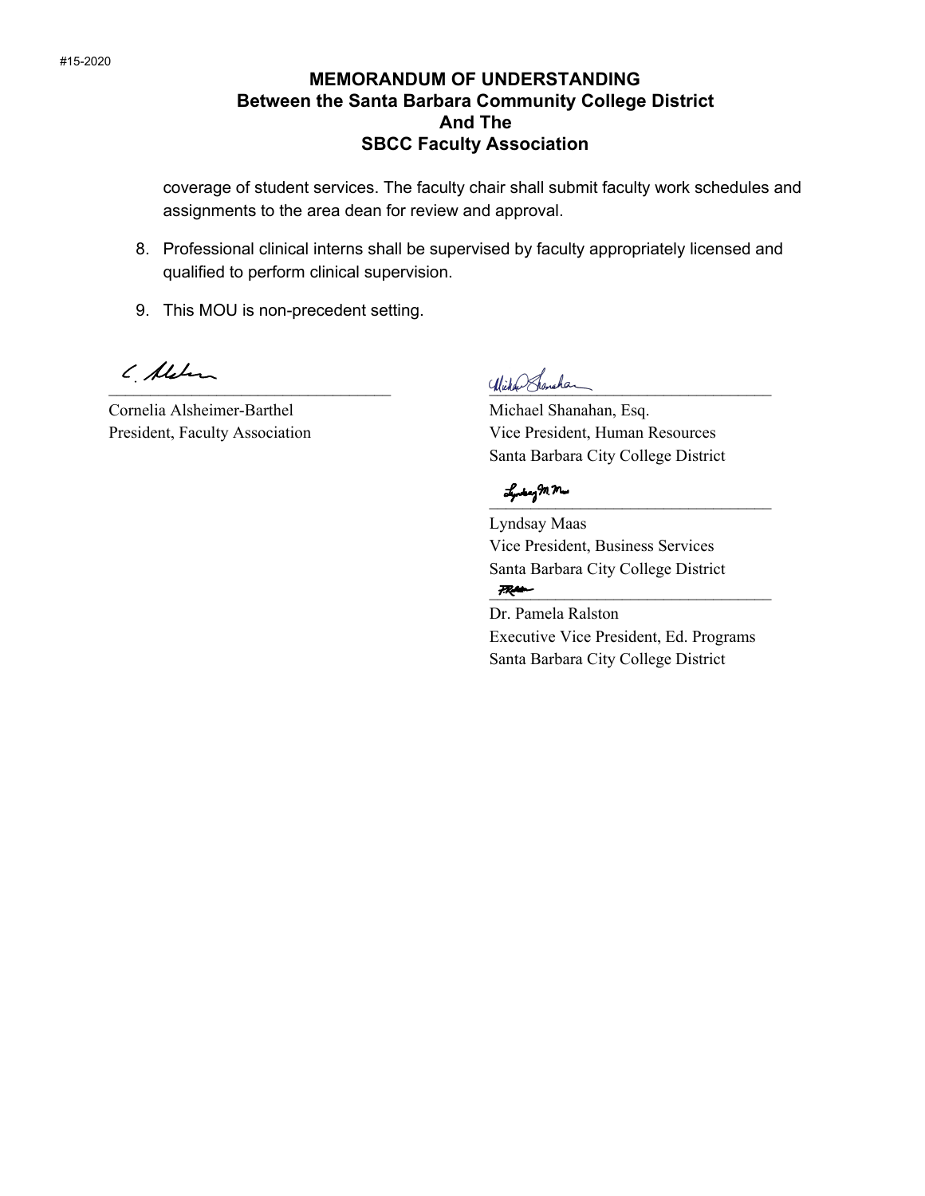#15-2020

**MEMORANDUM OF UNDERSTANDING**
**Between the Santa Barbara Community College District**
**And The**
**SBCC Faculty Association**

coverage of student services. The faculty chair shall submit faculty work schedules and assignments to the area dean for review and approval.

8. Professional clinical interns shall be supervised by faculty appropriately licensed and qualified to perform clinical supervision.

9. This MOU is non-precedent setting.

C. Alsheimer
\_\_\_\_\_\_\_\_\_\_\_\_\_\_\_\_\_\_\_\_\_\_\_\_\_\_\_\_\_\_\_\_\_\_
Cornelia Alsheimer-Barthel
President, Faculty Association

Michael Shanahan
\_\_\_\_\_\_\_\_\_\_\_\_\_\_\_\_\_\_\_\_\_\_\_\_\_\_\_\_\_\_\_\_\_\_
Michael Shanahan, Esq.
Vice President, Human Resources
Santa Barbara City College District

Lyndsay M. Maas
\_\_\_\_\_\_\_\_\_\_\_\_\_\_\_\_\_\_\_\_\_\_\_\_\_\_\_\_\_\_\_\_\_\_
Lyndsay Maas
Vice President, Business Services
Santa Barbara City College District

PRalston
\_\_\_\_\_\_\_\_\_\_\_\_\_\_\_\_\_\_\_\_\_\_\_\_\_\_\_\_\_\_\_\_\_\_
Dr. Pamela Ralston
Executive Vice President, Ed. Programs
Santa Barbara City College District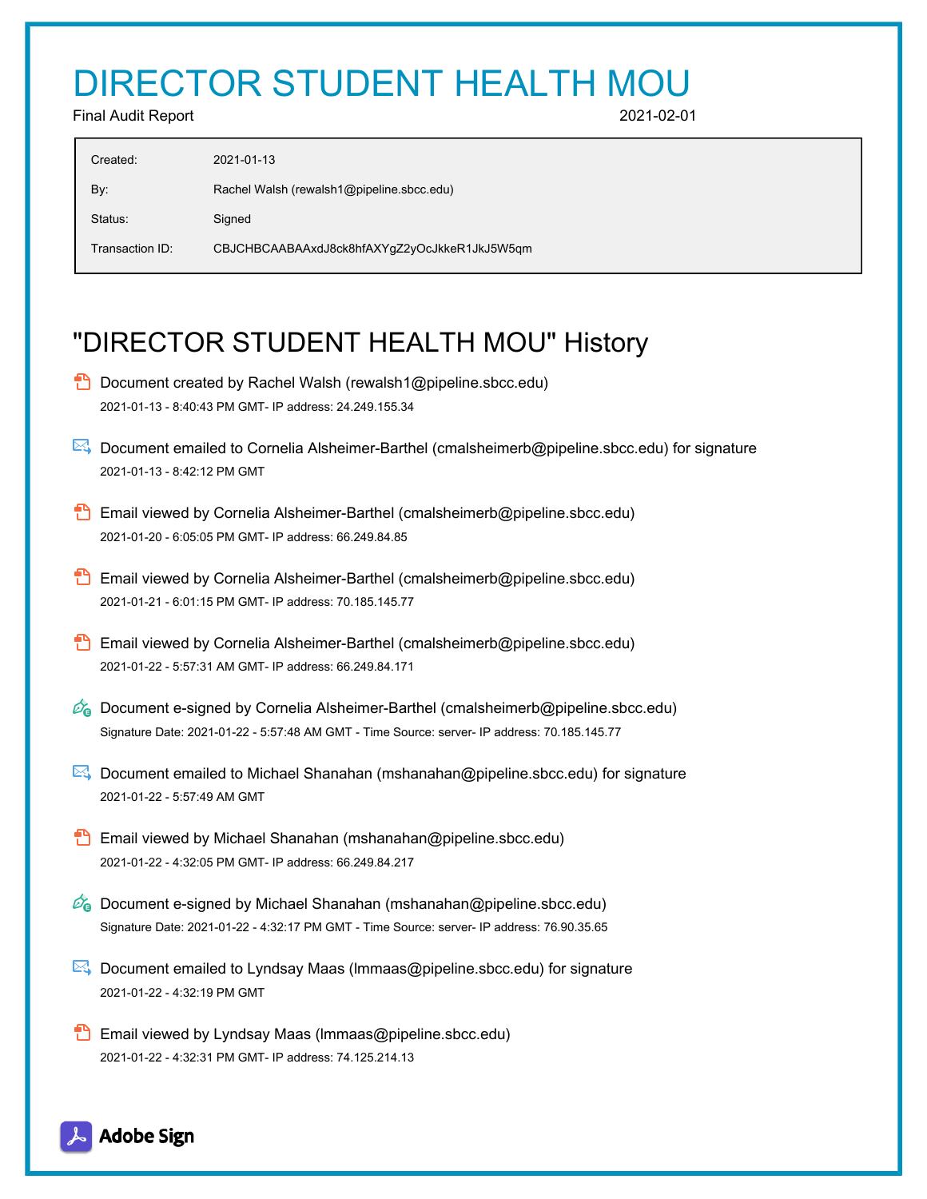# DIRECTOR STUDENT HEALTH MOU

Final Audit Report 2021-02-01

| | |
|---|---|
| Created: | 2021-01-13 |
| By: | Rachel Walsh (rewalsh1@pipeline.sbcc.edu) |
| Status: | Signed |
| Transaction ID: | CBJCHBCAABAAxdJ8ck8hfAXYgZ2yOcJkkeR1JkJ5W5qm |

## "DIRECTOR STUDENT HEALTH MOU" History

- Document created by Rachel Walsh (rewalsh1@pipeline.sbcc.edu)
  2021-01-13 - 8:40:43 PM GMT- IP address: 24.249.155.34

- Document emailed to Cornelia Alsheimer-Barthel (cmalsheimerb@pipeline.sbcc.edu) for signature
  2021-01-13 - 8:42:12 PM GMT

- Email viewed by Cornelia Alsheimer-Barthel (cmalsheimerb@pipeline.sbcc.edu)
  2021-01-20 - 6:05:05 PM GMT- IP address: 66.249.84.85

- Email viewed by Cornelia Alsheimer-Barthel (cmalsheimerb@pipeline.sbcc.edu)
  2021-01-21 - 6:01:15 PM GMT- IP address: 70.185.145.77

- Email viewed by Cornelia Alsheimer-Barthel (cmalsheimerb@pipeline.sbcc.edu)
  2021-01-22 - 5:57:31 AM GMT- IP address: 66.249.84.171

- Document e-signed by Cornelia Alsheimer-Barthel (cmalsheimerb@pipeline.sbcc.edu)
  Signature Date: 2021-01-22 - 5:57:48 AM GMT - Time Source: server- IP address: 70.185.145.77

- Document emailed to Michael Shanahan (mshanahan@pipeline.sbcc.edu) for signature
  2021-01-22 - 5:57:49 AM GMT

- Email viewed by Michael Shanahan (mshanahan@pipeline.sbcc.edu)
  2021-01-22 - 4:32:05 PM GMT- IP address: 66.249.84.217

- Document e-signed by Michael Shanahan (mshanahan@pipeline.sbcc.edu)
  Signature Date: 2021-01-22 - 4:32:17 PM GMT - Time Source: server- IP address: 76.90.35.65

- Document emailed to Lyndsay Maas (lmmaas@pipeline.sbcc.edu) for signature
  2021-01-22 - 4:32:19 PM GMT

- Email viewed by Lyndsay Maas (lmmaas@pipeline.sbcc.edu)
  2021-01-22 - 4:32:31 PM GMT- IP address: 74.125.214.13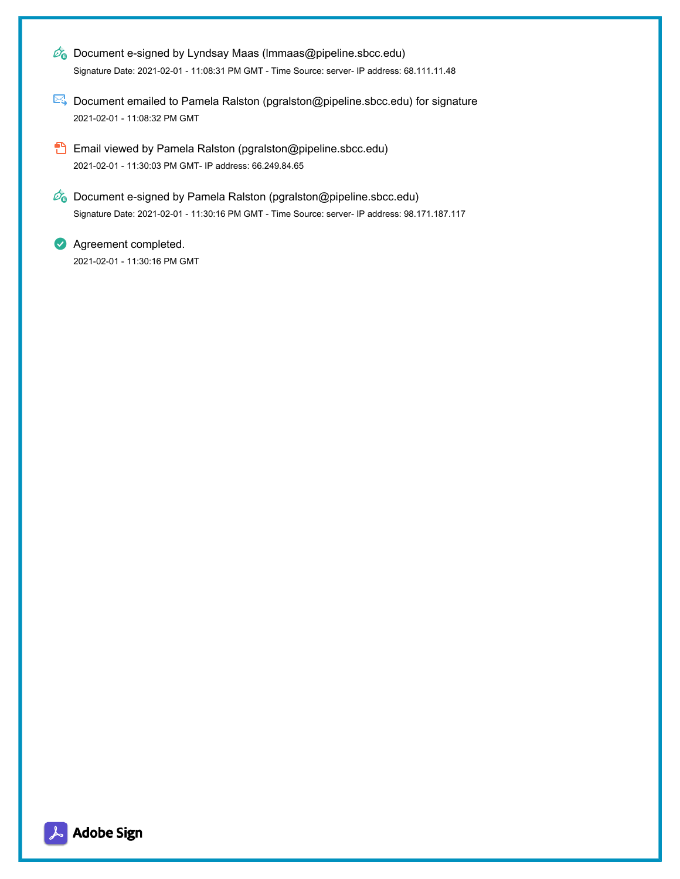Document e-signed by Lyndsay Maas (lmmaas@pipeline.sbcc.edu)

Signature Date: 2021-02-01 - 11:08:31 PM GMT - Time Source: server- IP address: 68.111.11.48

Document emailed to Pamela Ralston (pgralston@pipeline.sbcc.edu) for signature

2021-02-01 - 11:08:32 PM GMT

Email viewed by Pamela Ralston (pgralston@pipeline.sbcc.edu)

2021-02-01 - 11:30:03 PM GMT- IP address: 66.249.84.65

Document e-signed by Pamela Ralston (pgralston@pipeline.sbcc.edu)

Signature Date: 2021-02-01 - 11:30:16 PM GMT - Time Source: server- IP address: 98.171.187.117

Agreement completed.

2021-02-01 - 11:30:16 PM GMT

Adobe Sign